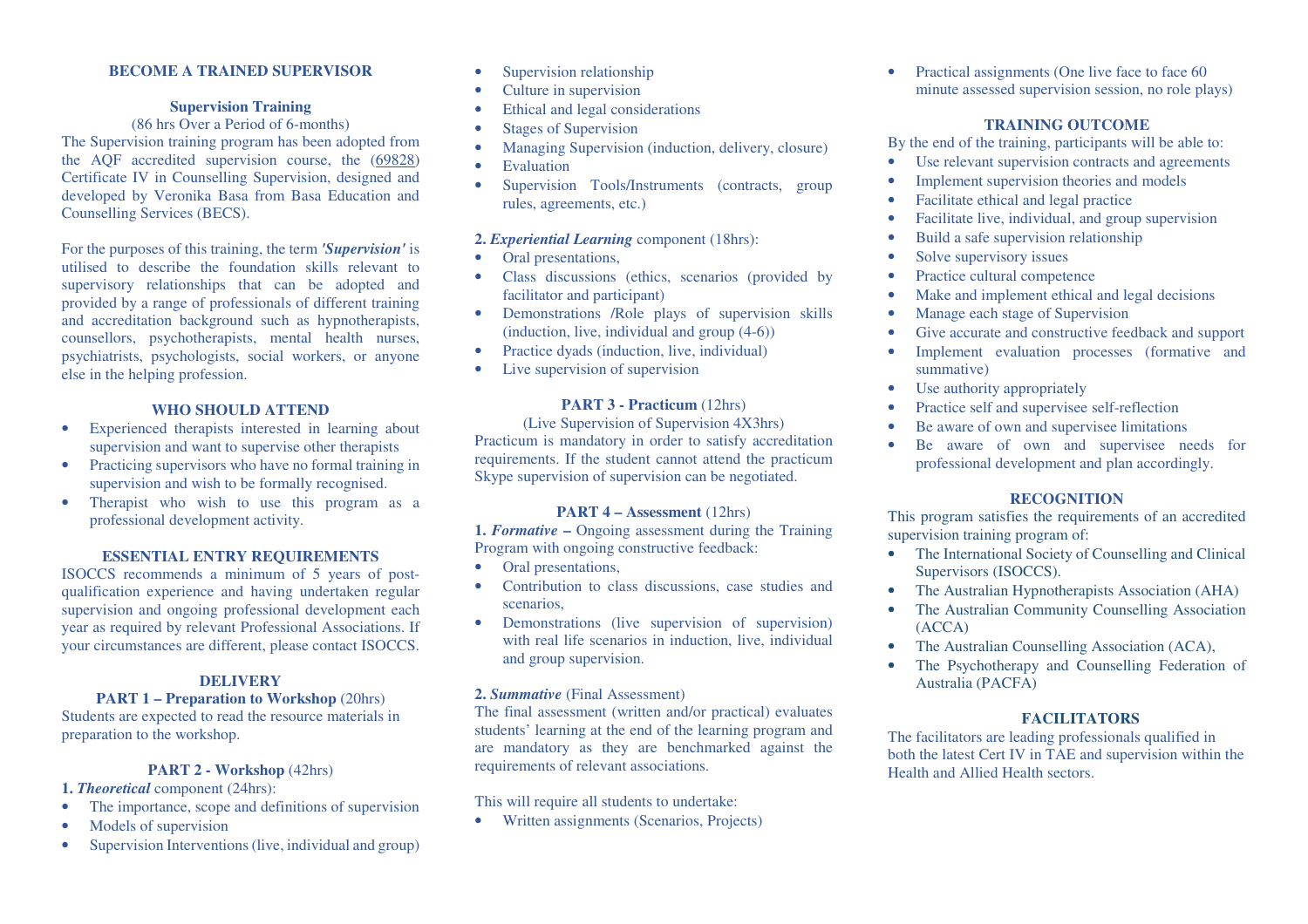## BECOME A TRAINED SUPERVISOR

### Supervision Training

(86 hrs Over a Period of 6-months)

The Supervision training program has been adopted from the AQF accredited supervision course, the (69828) Certificate IV in Counselling Supervision, designed and developed by Veronika Basa from Basa Education and Counselling Services (BECS).

For the purposes of this training, the term ***'Supervision'*** is utilised to describe the foundation skills relevant to supervisory relationships that can be adopted and provided by a range of professionals of different training and accreditation background such as hypnotherapists, counsellors, psychotherapists, mental health nurses, psychiatrists, psychologists, social workers, or anyone else in the helping profession.

### WHO SHOULD ATTEND

- Experienced therapists interested in learning about supervision and want to supervise other therapists
- Practicing supervisors who have no formal training in supervision and wish to be formally recognised.
- Therapist who wish to use this program as a professional development activity.

### ESSENTIAL ENTRY REQUIREMENTS

ISOCCS recommends a minimum of 5 years of post-qualification experience and having undertaken regular supervision and ongoing professional development each year as required by relevant Professional Associations. If your circumstances are different, please contact ISOCCS.

### DELIVERY

**PART 1 – Preparation to Workshop** (20hrs)

Students are expected to read the resource materials in preparation to the workshop.

**PART 2 - Workshop** (42hrs)

**1. *Theoretical*** component (24hrs):

- The importance, scope and definitions of supervision
- Models of supervision
- Supervision Interventions (live, individual and group)
- Supervision relationship
- Culture in supervision
- Ethical and legal considerations
- Stages of Supervision
- Managing Supervision (induction, delivery, closure)
- Evaluation
- Supervision Tools/Instruments (contracts, group rules, agreements, etc.)

**2. *Experiential Learning*** component (18hrs):

- Oral presentations,
- Class discussions (ethics, scenarios (provided by facilitator and participant)
- Demonstrations /Role plays of supervision skills (induction, live, individual and group (4-6))
- Practice dyads (induction, live, individual)
- Live supervision of supervision

**PART 3 - Practicum** (12hrs)

(Live Supervision of Supervision 4X3hrs)

Practicum is mandatory in order to satisfy accreditation requirements. If the student cannot attend the practicum Skype supervision of supervision can be negotiated.

**PART 4 – Assessment** (12hrs)

**1. *Formative* –** Ongoing assessment during the Training Program with ongoing constructive feedback:

- Oral presentations,
- Contribution to class discussions, case studies and scenarios,
- Demonstrations (live supervision of supervision) with real life scenarios in induction, live, individual and group supervision.

**2. *Summative*** (Final Assessment)

The final assessment (written and/or practical) evaluates students' learning at the end of the learning program and are mandatory as they are benchmarked against the requirements of relevant associations.

This will require all students to undertake:

- Written assignments (Scenarios, Projects)
- Practical assignments (One live face to face 60 minute assessed supervision session, no role plays)

### TRAINING OUTCOME

By the end of the training, participants will be able to:

- Use relevant supervision contracts and agreements
- Implement supervision theories and models
- Facilitate ethical and legal practice
- Facilitate live, individual, and group supervision
- Build a safe supervision relationship
- Solve supervisory issues
- Practice cultural competence
- Make and implement ethical and legal decisions
- Manage each stage of Supervision
- Give accurate and constructive feedback and support
- Implement evaluation processes (formative and summative)
- Use authority appropriately
- Practice self and supervisee self-reflection
- Be aware of own and supervisee limitations
- Be aware of own and supervisee needs for professional development and plan accordingly.

### RECOGNITION

This program satisfies the requirements of an accredited supervision training program of:

- The International Society of Counselling and Clinical Supervisors (ISOCCS).
- The Australian Hypnotherapists Association (AHA)
- The Australian Community Counselling Association (ACCA)
- The Australian Counselling Association (ACA),
- The Psychotherapy and Counselling Federation of Australia (PACFA)

### FACILITATORS

The facilitators are leading professionals qualified in both the latest Cert IV in TAE and supervision within the Health and Allied Health sectors.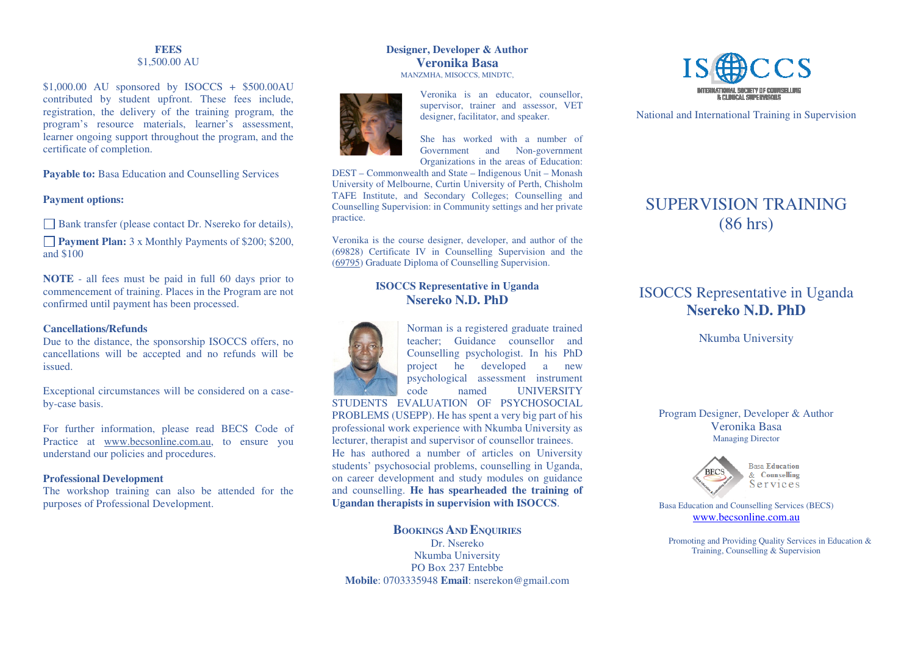**FEES**
$1,500.00 AU

$1,000.00 AU sponsored by ISOCCS + $500.00AU contributed by student upfront. These fees include, registration, the delivery of the training program, the program's resource materials, learner's assessment, learner ongoing support throughout the program, and the certificate of completion.

**Payable to:** Basa Education and Counselling Services

**Payment options:**

☐ Bank transfer (please contact Dr. Nsereko for details),

☐ **Payment Plan:** 3 x Monthly Payments of $200; $200, and $100

**NOTE** - all fees must be paid in full 60 days prior to commencement of training. Places in the Program are not confirmed until payment has been processed.

**Cancellations/Refunds**
Due to the distance, the sponsorship ISOCCS offers, no cancellations will be accepted and no refunds will be issued.

Exceptional circumstances will be considered on a case-by-case basis.

For further information, please read BECS Code of Practice at www.becsonline.com.au, to ensure you understand our policies and procedures.

**Professional Development**
The workshop training can also be attended for the purposes of Professional Development.

**Designer, Developer & Author**
**Veronika Basa**
MANZMHA, MISOCCS, MINDTC,

Veronika is an educator, counsellor, supervisor, trainer and assessor, VET designer, facilitator, and speaker.

She has worked with a number of Government and Non-government Organizations in the areas of Education: DEST – Commonwealth and State – Indigenous Unit – Monash University of Melbourne, Curtin University of Perth, Chisholm TAFE Institute, and Secondary Colleges; Counselling and Counselling Supervision: in Community settings and her private practice.

Veronika is the course designer, developer, and author of the (69828) Certificate IV in Counselling Supervision and the (69795) Graduate Diploma of Counselling Supervision.

**ISOCCS Representative in Uganda**
**Nsereko N.D. PhD**

Norman is a registered graduate trained teacher; Guidance counsellor and Counselling psychologist. In his PhD project he developed a new psychological assessment instrument code named UNIVERSITY STUDENTS EVALUATION OF PSYCHOSOCIAL PROBLEMS (USEPP). He has spent a very big part of his professional work experience with Nkumba University as lecturer, therapist and supervisor of counsellor trainees.
He has authored a number of articles on University students' psychosocial problems, counselling in Uganda, on career development and study modules on guidance and counselling. **He has spearheaded the training of Ugandan therapists in supervision with ISOCCS**.

**BOOKINGS AND ENQUIRIES**
Dr. Nsereko
Nkumba University
PO Box 237 Entebbe
**Mobile**: 0703335948 **Email**: nserekon@gmail.com

ISOCCS
INTERNATIONAL SOCIETY OF COUNSELLING & CLINICAL SUPERVISORS

National and International Training in Supervision

# SUPERVISION TRAINING (86 hrs)

## ISOCCS Representative in Uganda **Nsereko N.D. PhD**

Nkumba University

Program Designer, Developer & Author
Veronika Basa
Managing Director

BECS
Basa Education & Counselling Services

Basa Education and Counselling Services (BECS)
www.becsonline.com.au

Promoting and Providing Quality Services in Education & Training, Counselling & Supervision